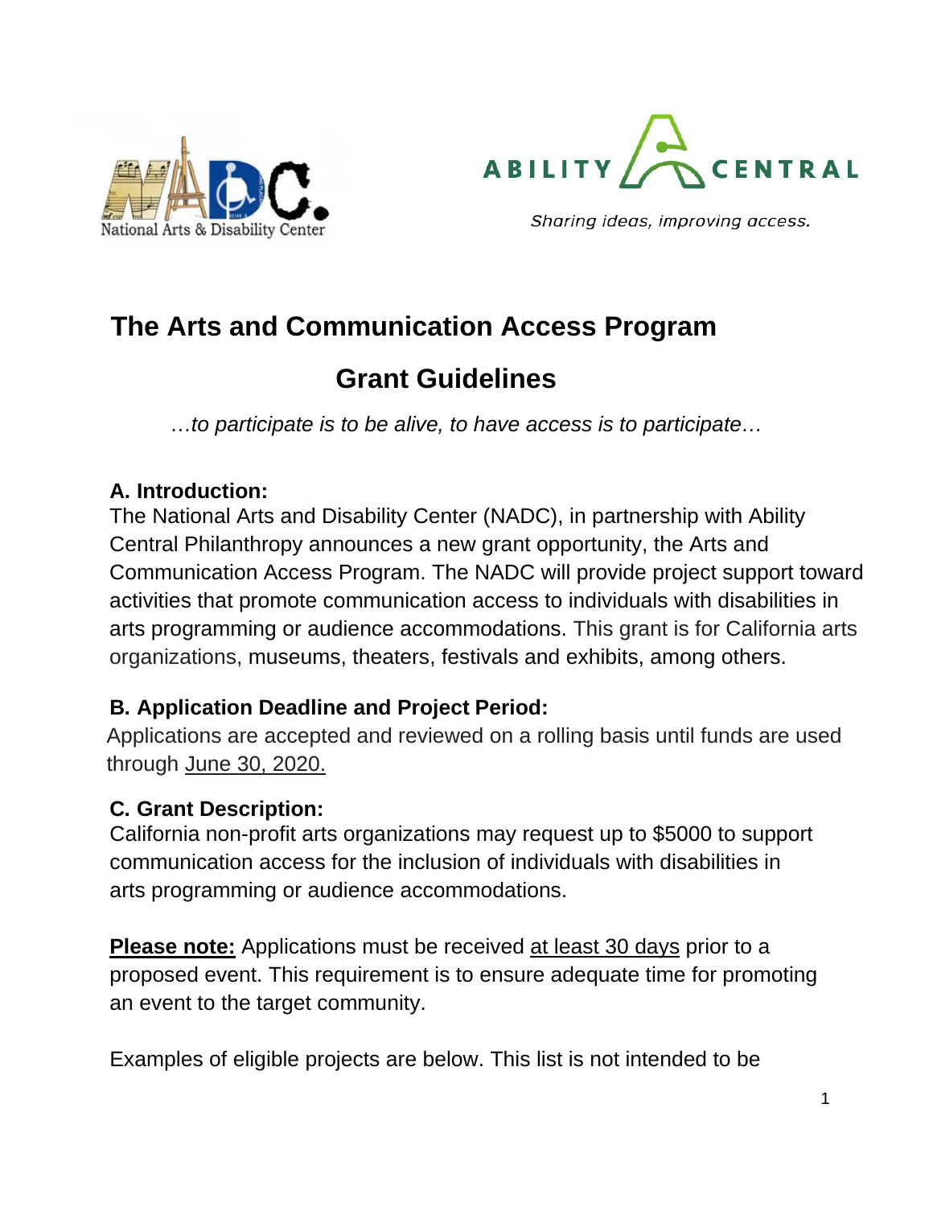# The Arts and Communication Access Program

## Grant Guidelines

*…to participate is to be alive, to have access is to participate…*

### A. Introduction:

The National Arts and Disability Center (NADC), in partnership with Ability Central Philanthropy announces a new grant opportunity, the Arts and Communication Access Program. The NADC will provide project support toward activities that promote communication access to individuals with disabilities in arts programming or audience accommodations. This grant is for California arts organizations, museums, theaters, festivals and exhibits, among others.

### B. Application Deadline and Project Period:

Applications are accepted and reviewed on a rolling basis until funds are used through June 30, 2020.

### C. Grant Description:

California non-profit arts organizations may request up to $5000 to support communication access for the inclusion of individuals with disabilities in arts programming or audience accommodations.

**Please note:** Applications must be received at least 30 days prior to a proposed event. This requirement is to ensure adequate time for promoting an event to the target community.

Examples of eligible projects are below. This list is not intended to be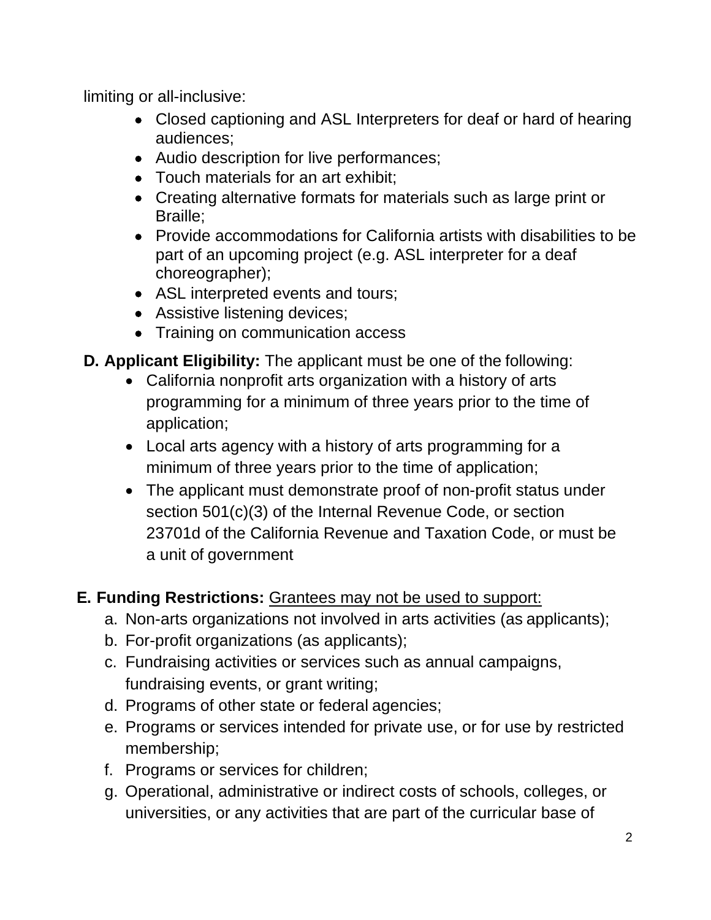limiting or all-inclusive:

- Closed captioning and ASL Interpreters for deaf or hard of hearing audiences;
- Audio description for live performances;
- Touch materials for an art exhibit;
- Creating alternative formats for materials such as large print or Braille;
- Provide accommodations for California artists with disabilities to be part of an upcoming project (e.g. ASL interpreter for a deaf choreographer);
- ASL interpreted events and tours;
- Assistive listening devices;
- Training on communication access

**D. Applicant Eligibility:** The applicant must be one of the following:

- California nonprofit arts organization with a history of arts programming for a minimum of three years prior to the time of application;
- Local arts agency with a history of arts programming for a minimum of three years prior to the time of application;
- The applicant must demonstrate proof of non-profit status under section 501(c)(3) of the Internal Revenue Code, or section 23701d of the California Revenue and Taxation Code, or must be a unit of government

**E. Funding Restrictions:** <u>Grantees may not be used to support:</u>

a. Non-arts organizations not involved in arts activities (as applicants);
b. For-profit organizations (as applicants);
c. Fundraising activities or services such as annual campaigns, fundraising events, or grant writing;
d. Programs of other state or federal agencies;
e. Programs or services intended for private use, or for use by restricted membership;
f. Programs or services for children;
g. Operational, administrative or indirect costs of schools, colleges, or universities, or any activities that are part of the curricular base of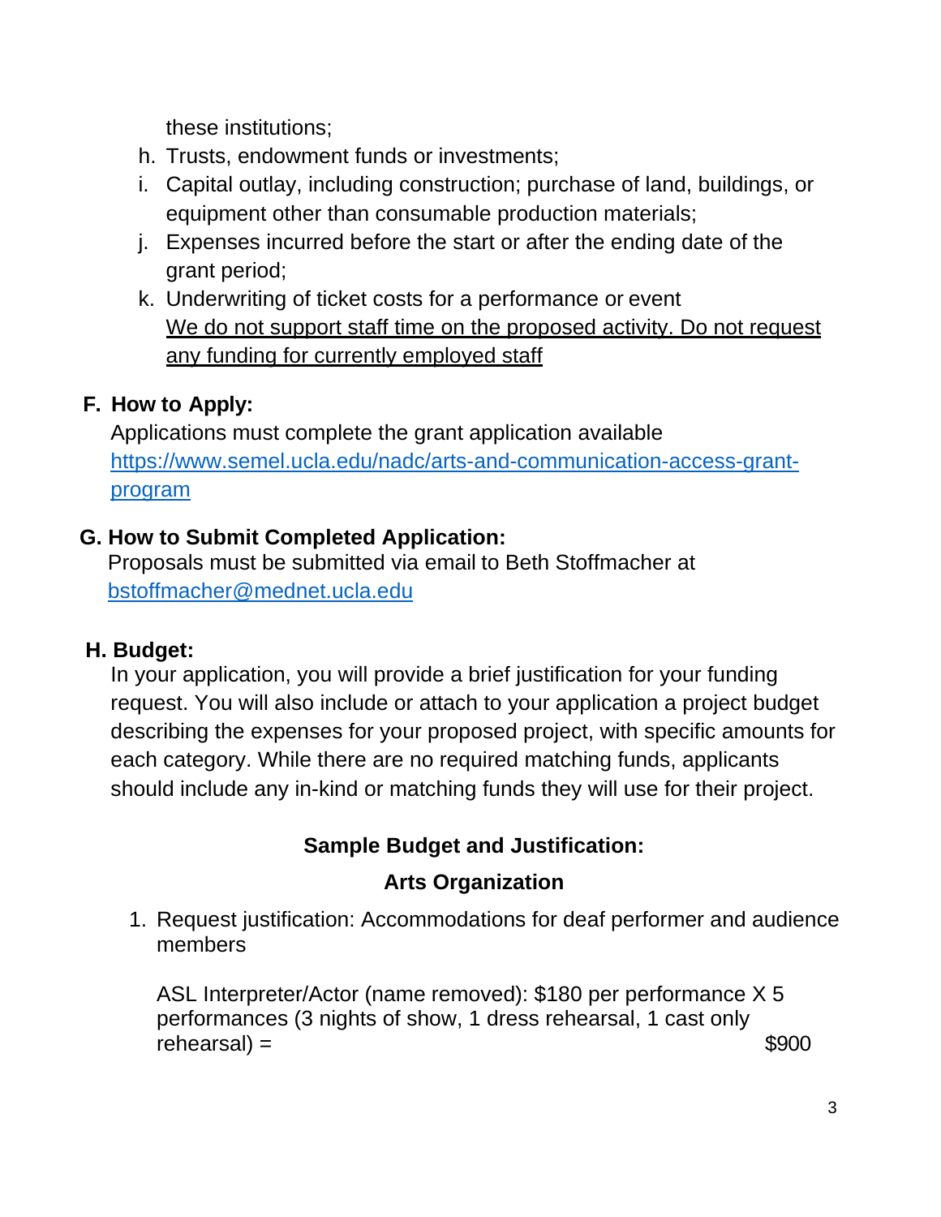these institutions;

h. Trusts, endowment funds or investments;
i. Capital outlay, including construction; purchase of land, buildings, or equipment other than consumable production materials;
j. Expenses incurred before the start or after the ending date of the grant period;
k. Underwriting of ticket costs for a performance or event
   <u>We do not support staff time on the proposed activity. Do not request any funding for currently employed staff</u>

**F. How to Apply:**

Applications must complete the grant application available [https://www.semel.ucla.edu/nadc/arts-and-communication-access-grant-program](https://www.semel.ucla.edu/nadc/arts-and-communication-access-grant-program)

**G. How to Submit Completed Application:**

Proposals must be submitted via email to Beth Stoffmacher at [bstoffmacher@mednet.ucla.edu](mailto:bstoffmacher@mednet.ucla.edu)

**H. Budget:**

In your application, you will provide a brief justification for your funding request. You will also include or attach to your application a project budget describing the expenses for your proposed project, with specific amounts for each category. While there are no required matching funds, applicants should include any in-kind or matching funds they will use for their project.

**Sample Budget and Justification:**

**Arts Organization**

1. Request justification: Accommodations for deaf performer and audience members

   ASL Interpreter/Actor (name removed): $180 per performance X 5 performances (3 nights of show, 1 dress rehearsal, 1 cast only rehearsal) = $900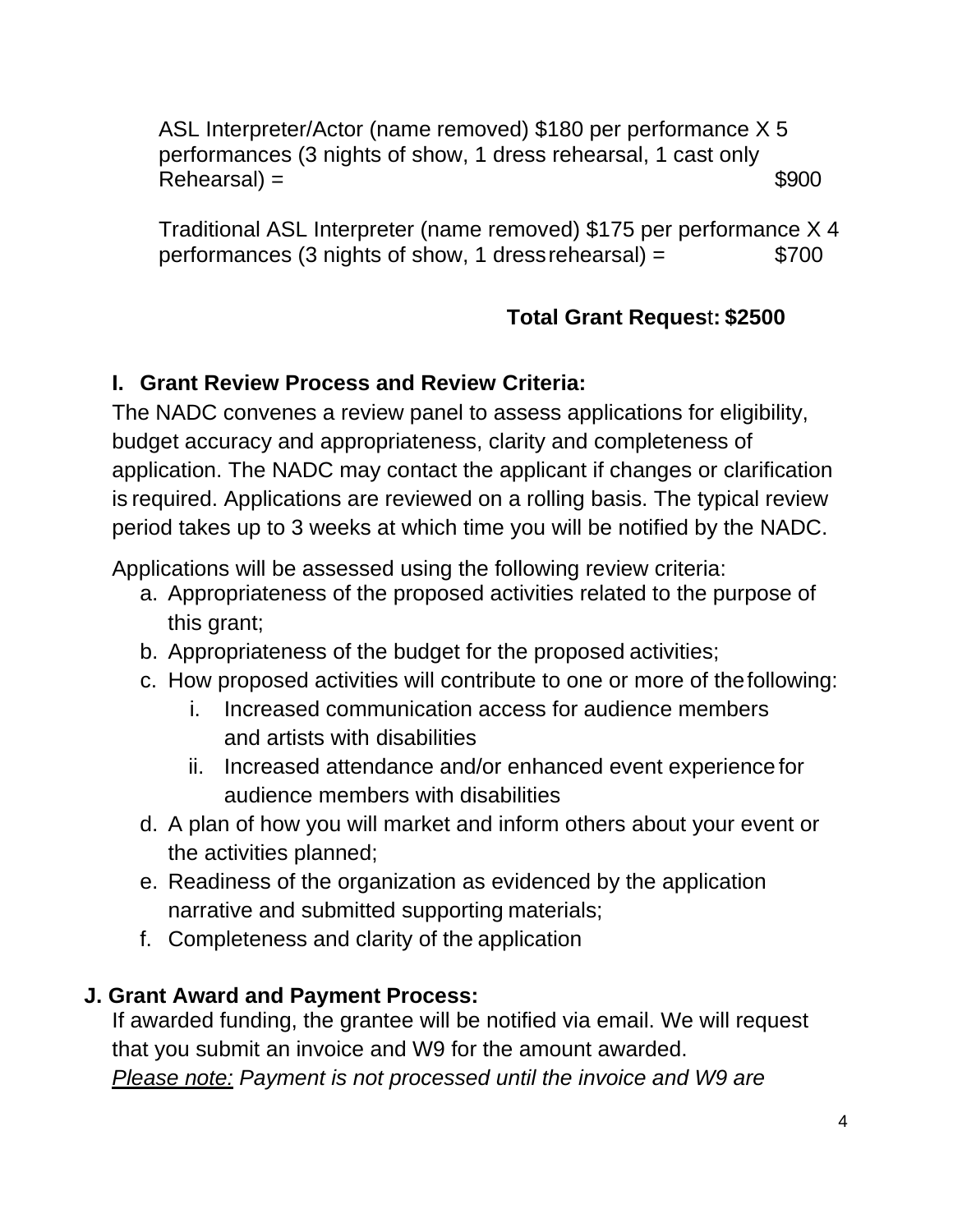ASL Interpreter/Actor (name removed) $180 per performance X 5 performances (3 nights of show, 1 dress rehearsal, 1 cast only Rehearsal) = $900

Traditional ASL Interpreter (name removed) $175 per performance X 4 performances (3 nights of show, 1 dress rehearsal) = $700

**Total Grant Request: $2500**

## I. Grant Review Process and Review Criteria:

The NADC convenes a review panel to assess applications for eligibility, budget accuracy and appropriateness, clarity and completeness of application. The NADC may contact the applicant if changes or clarification is required. Applications are reviewed on a rolling basis. The typical review period takes up to 3 weeks at which time you will be notified by the NADC.

Applications will be assessed using the following review criteria:

a. Appropriateness of the proposed activities related to the purpose of this grant;
b. Appropriateness of the budget for the proposed activities;
c. How proposed activities will contribute to one or more of the following:
    i. Increased communication access for audience members and artists with disabilities
    ii. Increased attendance and/or enhanced event experience for audience members with disabilities
d. A plan of how you will market and inform others about your event or the activities planned;
e. Readiness of the organization as evidenced by the application narrative and submitted supporting materials;
f. Completeness and clarity of the application

## J. Grant Award and Payment Process:

If awarded funding, the grantee will be notified via email. We will request that you submit an invoice and W9 for the amount awarded.

*<u>Please note:</u> Payment is not processed until the invoice and W9 are*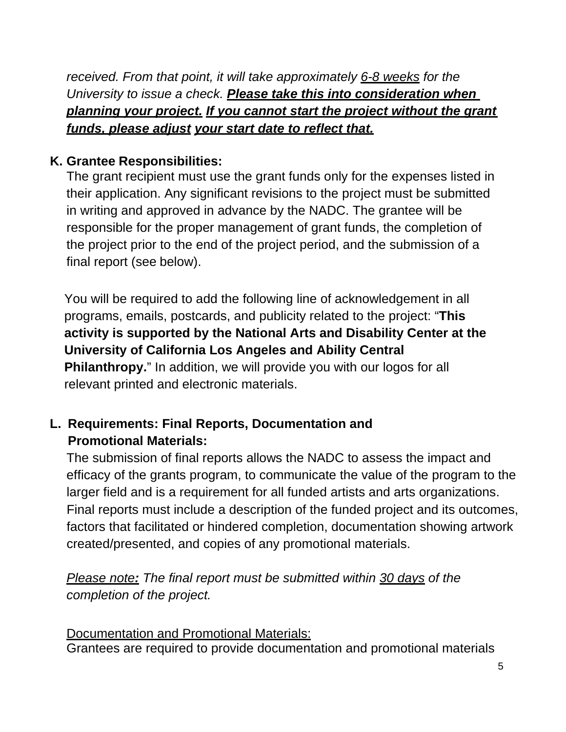*received. From that point, it will take approximately 6-8 weeks for the University to issue a check.* ***Please take this into consideration when planning your project. If you cannot start the project without the grant funds, please adjust your start date to reflect that.***

**K. Grantee Responsibilities:**

The grant recipient must use the grant funds only for the expenses listed in their application. Any significant revisions to the project must be submitted in writing and approved in advance by the NADC. The grantee will be responsible for the proper management of grant funds, the completion of the project prior to the end of the project period, and the submission of a final report (see below).

You will be required to add the following line of acknowledgement in all programs, emails, postcards, and publicity related to the project: "**This activity is supported by the National Arts and Disability Center at the University of California Los Angeles and Ability Central Philanthropy.**" In addition, we will provide you with our logos for all relevant printed and electronic materials.

**L. Requirements: Final Reports, Documentation and Promotional Materials:**

The submission of final reports allows the NADC to assess the impact and efficacy of the grants program, to communicate the value of the program to the larger field and is a requirement for all funded artists and arts organizations. Final reports must include a description of the funded project and its outcomes, factors that facilitated or hindered completion, documentation showing artwork created/presented, and copies of any promotional materials.

*Please note: The final report must be submitted within 30 days of the completion of the project.*

Documentation and Promotional Materials:

Grantees are required to provide documentation and promotional materials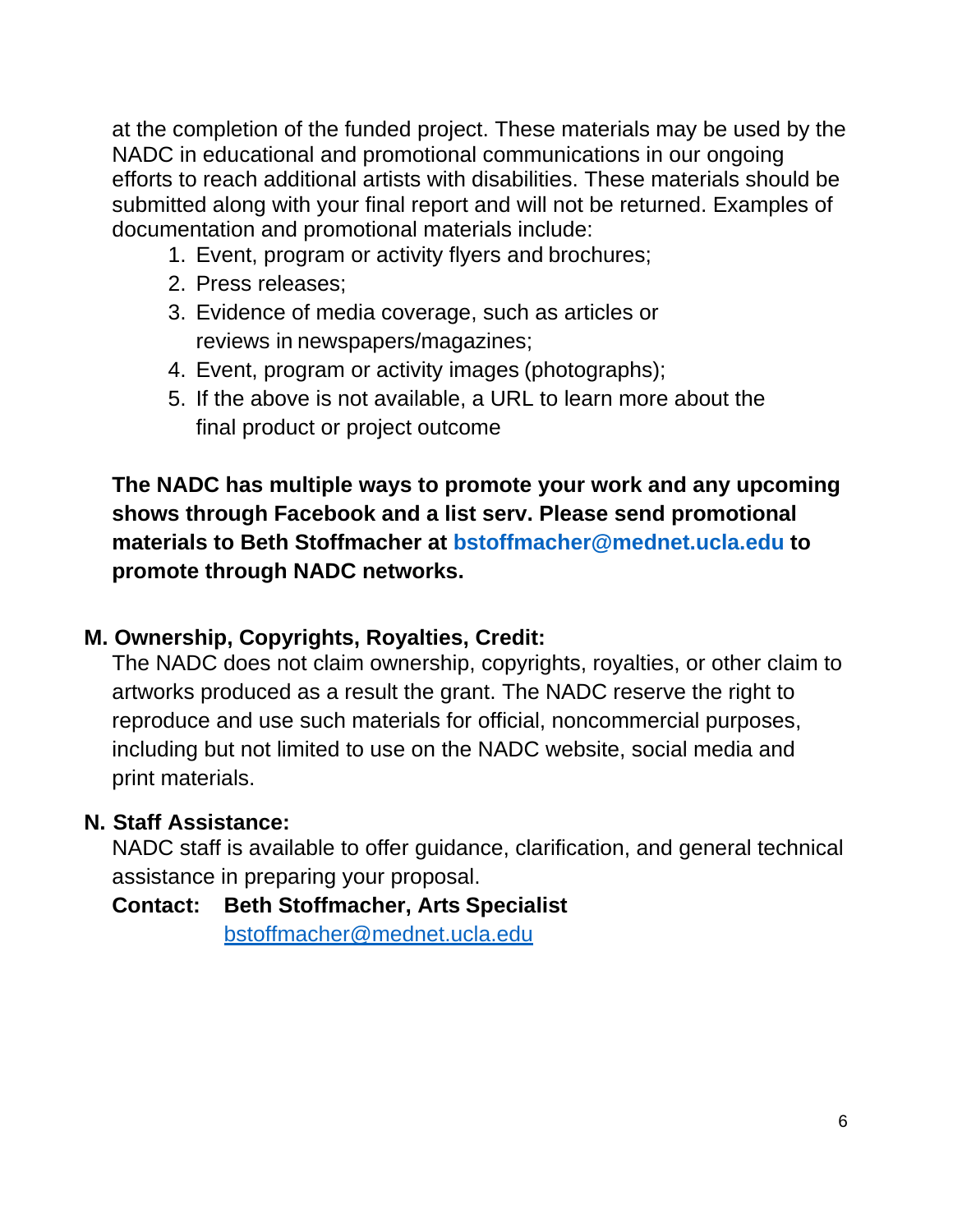at the completion of the funded project. These materials may be used by the NADC in educational and promotional communications in our ongoing efforts to reach additional artists with disabilities. These materials should be submitted along with your final report and will not be returned. Examples of documentation and promotional materials include:

1. Event, program or activity flyers and brochures;
2. Press releases;
3. Evidence of media coverage, such as articles or reviews in newspapers/magazines;
4. Event, program or activity images (photographs);
5. If the above is not available, a URL to learn more about the final product or project outcome

**The NADC has multiple ways to promote your work and any upcoming shows through Facebook and a list serv. Please send promotional materials to Beth Stoffmacher at bstoffmacher@mednet.ucla.edu to promote through NADC networks.**

## M. Ownership, Copyrights, Royalties, Credit:

The NADC does not claim ownership, copyrights, royalties, or other claim to artworks produced as a result the grant. The NADC reserve the right to reproduce and use such materials for official, noncommercial purposes, including but not limited to use on the NADC website, social media and print materials.

## N. Staff Assistance:

NADC staff is available to offer guidance, clarification, and general technical assistance in preparing your proposal.

**Contact: Beth Stoffmacher, Arts Specialist**
bstoffmacher@mednet.ucla.edu